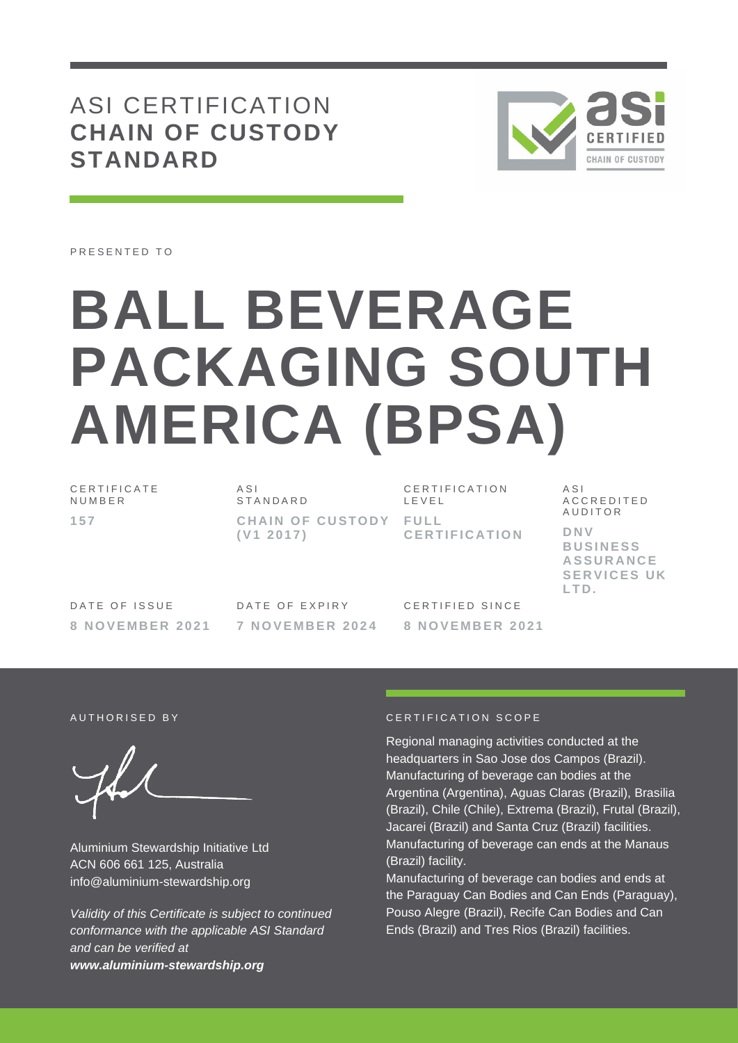# ASI CERTIFICATION **CHAIN OF CUSTODY STANDARD**

PRESENTED TO

# BALL BEVERAGE PACKAGING SOUTH AMERICA (BPSA)

| CERTIFICATE NUMBER | ASI STANDARD | CERTIFICATION LEVEL | ASI ACCREDITED AUDITOR |
|---|---|---|---|
| **157** | **CHAIN OF CUSTODY (V1 2017)** | **FULL CERTIFICATION** | **DNV BUSINESS ASSURANCE SERVICES UK LTD.** |

| DATE OF ISSUE | DATE OF EXPIRY | CERTIFIED SINCE |
|---|---|---|
| **8 NOVEMBER 2021** | **7 NOVEMBER 2024** | **8 NOVEMBER 2021** |

AUTHORISED BY

Aluminium Stewardship Initiative Ltd
ACN 606 661 125, Australia
info@aluminium-stewardship.org

*Validity of this Certificate is subject to continued conformance with the applicable ASI Standard and can be verified at* ***www.aluminium-stewardship.org***

CERTIFICATION SCOPE

Regional managing activities conducted at the headquarters in Sao Jose dos Campos (Brazil).
Manufacturing of beverage can bodies at the Argentina (Argentina), Aguas Claras (Brazil), Brasilia (Brazil), Chile (Chile), Extrema (Brazil), Frutal (Brazil), Jacarei (Brazil) and Santa Cruz (Brazil) facilities.
Manufacturing of beverage can ends at the Manaus (Brazil) facility.
Manufacturing of beverage can bodies and ends at the Paraguay Can Bodies and Can Ends (Paraguay), Pouso Alegre (Brazil), Recife Can Bodies and Can Ends (Brazil) and Tres Rios (Brazil) facilities.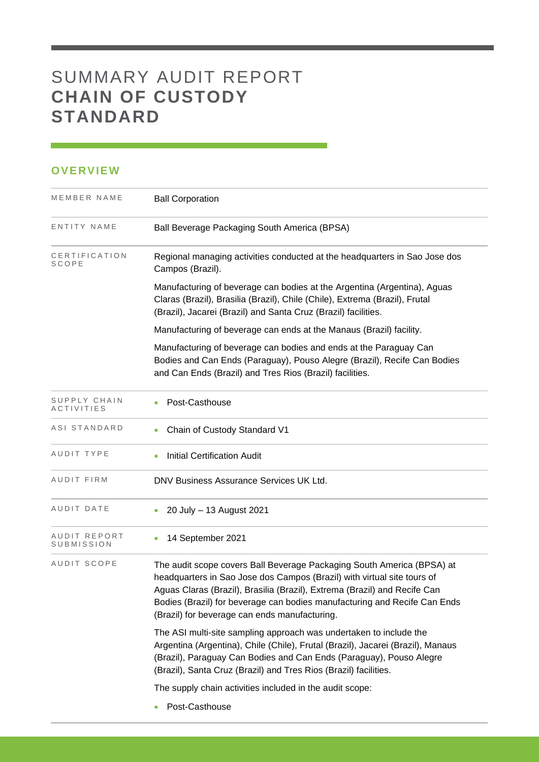# SUMMARY AUDIT REPORT **CHAIN OF CUSTODY STANDARD**

## OVERVIEW

| | |
|---|---|
| MEMBER NAME | Ball Corporation |
| ENTITY NAME | Ball Beverage Packaging South America (BPSA) |
| CERTIFICATION SCOPE | Regional managing activities conducted at the headquarters in Sao Jose dos Campos (Brazil).<br><br>Manufacturing of beverage can bodies at the Argentina (Argentina), Aguas Claras (Brazil), Brasilia (Brazil), Chile (Chile), Extrema (Brazil), Frutal (Brazil), Jacarei (Brazil) and Santa Cruz (Brazil) facilities.<br><br>Manufacturing of beverage can ends at the Manaus (Brazil) facility.<br><br>Manufacturing of beverage can bodies and ends at the Paraguay Can Bodies and Can Ends (Paraguay), Pouso Alegre (Brazil), Recife Can Bodies and Can Ends (Brazil) and Tres Rios (Brazil) facilities. |
| SUPPLY CHAIN ACTIVITIES | • Post-Casthouse |
| ASI STANDARD | • Chain of Custody Standard V1 |
| AUDIT TYPE | • Initial Certification Audit |
| AUDIT FIRM | DNV Business Assurance Services UK Ltd. |
| AUDIT DATE | • 20 July – 13 August 2021 |
| AUDIT REPORT SUBMISSION | • 14 September 2021 |
| AUDIT SCOPE | The audit scope covers Ball Beverage Packaging South America (BPSA) at headquarters in Sao Jose dos Campos (Brazil) with virtual site tours of Aguas Claras (Brazil), Brasilia (Brazil), Extrema (Brazil) and Recife Can Bodies (Brazil) for beverage can bodies manufacturing and Recife Can Ends (Brazil) for beverage can ends manufacturing.<br><br>The ASI multi-site sampling approach was undertaken to include the Argentina (Argentina), Chile (Chile), Frutal (Brazil), Jacarei (Brazil), Manaus (Brazil), Paraguay Can Bodies and Can Ends (Paraguay), Pouso Alegre (Brazil), Santa Cruz (Brazil) and Tres Rios (Brazil) facilities.<br><br>The supply chain activities included in the audit scope:<br><br>• Post-Casthouse |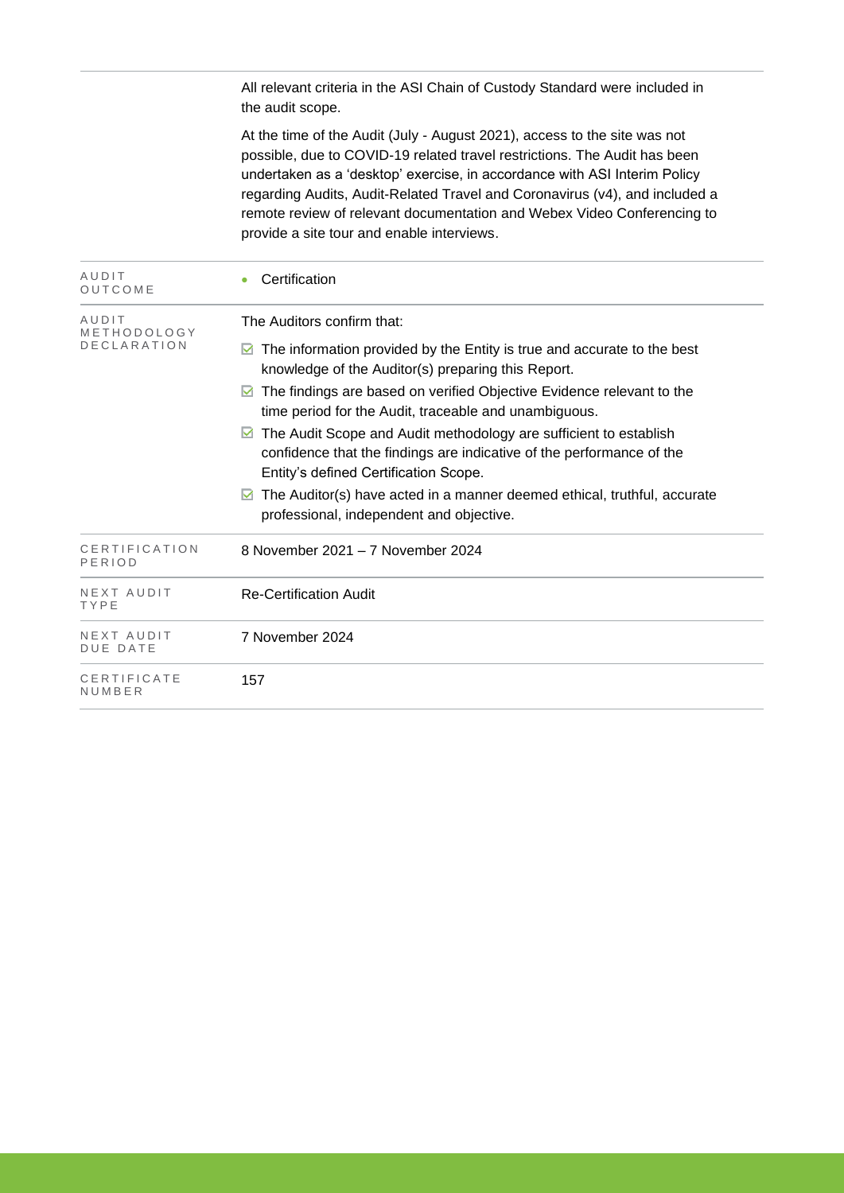| | |
|---|---|
| | All relevant criteria in the ASI Chain of Custody Standard were included in the audit scope.<br><br>At the time of the Audit (July - August 2021), access to the site was not possible, due to COVID-19 related travel restrictions. The Audit has been undertaken as a 'desktop' exercise, in accordance with ASI Interim Policy regarding Audits, Audit-Related Travel and Coronavirus (v4), and included a remote review of relevant documentation and Webex Video Conferencing to provide a site tour and enable interviews. |
| AUDIT OUTCOME | • Certification |
| AUDIT METHODOLOGY DECLARATION | The Auditors confirm that:<br><br>☑ The information provided by the Entity is true and accurate to the best knowledge of the Auditor(s) preparing this Report.<br>☑ The findings are based on verified Objective Evidence relevant to the time period for the Audit, traceable and unambiguous.<br>☑ The Audit Scope and Audit methodology are sufficient to establish confidence that the findings are indicative of the performance of the Entity's defined Certification Scope.<br>☑ The Auditor(s) have acted in a manner deemed ethical, truthful, accurate professional, independent and objective. |
| CERTIFICATION PERIOD | 8 November 2021 – 7 November 2024 |
| NEXT AUDIT TYPE | Re-Certification Audit |
| NEXT AUDIT DUE DATE | 7 November 2024 |
| CERTIFICATE NUMBER | 157 |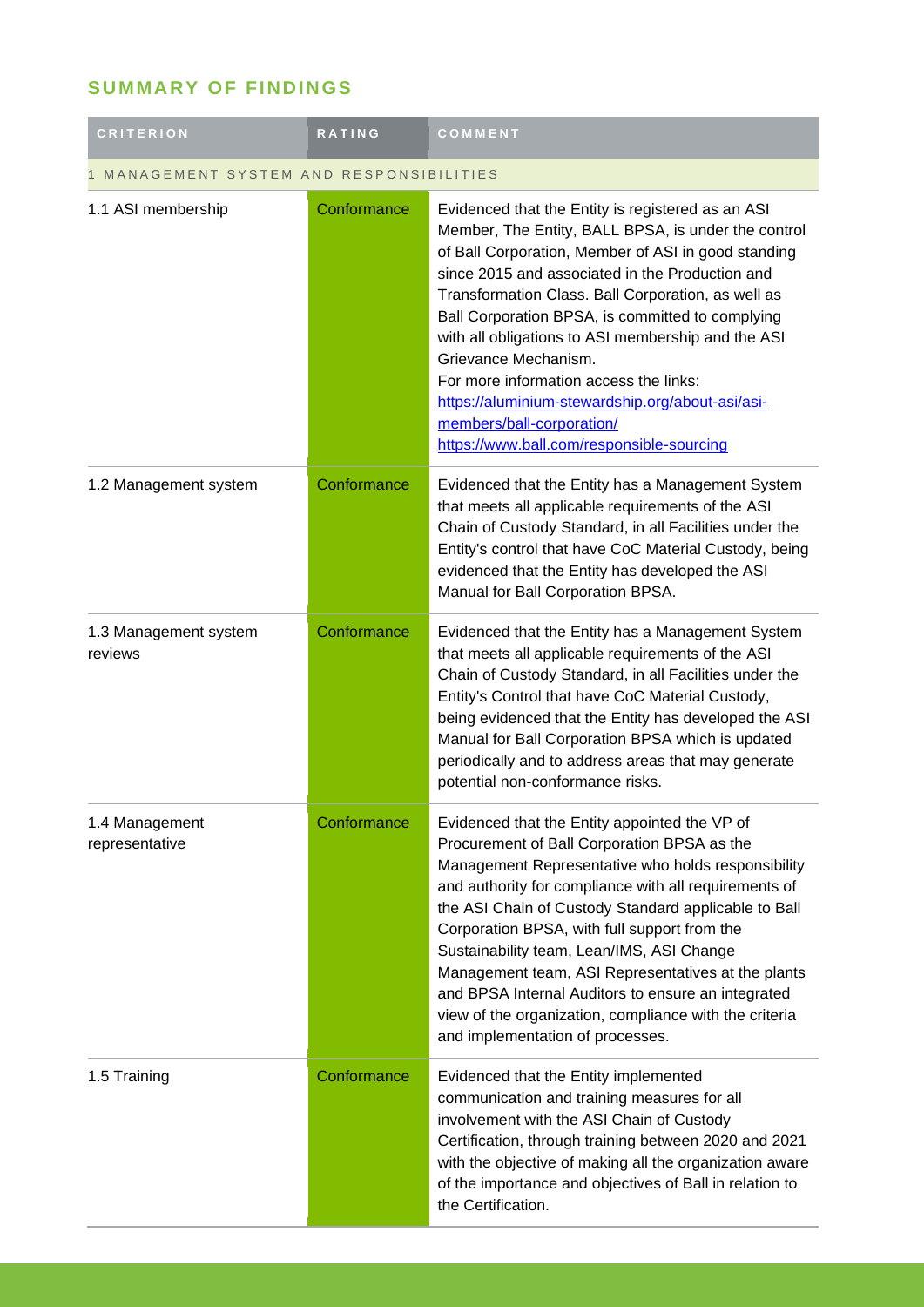## SUMMARY OF FINDINGS

| CRITERION | RATING | COMMENT |
|---|---|---|
| 1 MANAGEMENT SYSTEM AND RESPONSIBILITIES | | |
| 1.1 ASI membership | Conformance | Evidenced that the Entity is registered as an ASI Member, The Entity, BALL BPSA, is under the control of Ball Corporation, Member of ASI in good standing since 2015 and associated in the Production and Transformation Class. Ball Corporation, as well as Ball Corporation BPSA, is committed to complying with all obligations to ASI membership and the ASI Grievance Mechanism.<br>For more information access the links:<br>https://aluminium-stewardship.org/about-asi/asi-members/ball-corporation/<br>https://www.ball.com/responsible-sourcing |
| 1.2 Management system | Conformance | Evidenced that the Entity has a Management System that meets all applicable requirements of the ASI Chain of Custody Standard, in all Facilities under the Entity's control that have CoC Material Custody, being evidenced that the Entity has developed the ASI Manual for Ball Corporation BPSA. |
| 1.3 Management system reviews | Conformance | Evidenced that the Entity has a Management System that meets all applicable requirements of the ASI Chain of Custody Standard, in all Facilities under the Entity's Control that have CoC Material Custody, being evidenced that the Entity has developed the ASI Manual for Ball Corporation BPSA which is updated periodically and to address areas that may generate potential non-conformance risks. |
| 1.4 Management representative | Conformance | Evidenced that the Entity appointed the VP of Procurement of Ball Corporation BPSA as the Management Representative who holds responsibility and authority for compliance with all requirements of the ASI Chain of Custody Standard applicable to Ball Corporation BPSA, with full support from the Sustainability team, Lean/IMS, ASI Change Management team, ASI Representatives at the plants and BPSA Internal Auditors to ensure an integrated view of the organization, compliance with the criteria and implementation of processes. |
| 1.5 Training | Conformance | Evidenced that the Entity implemented communication and training measures for all involvement with the ASI Chain of Custody Certification, through training between 2020 and 2021 with the objective of making all the organization aware of the importance and objectives of Ball in relation to the Certification. |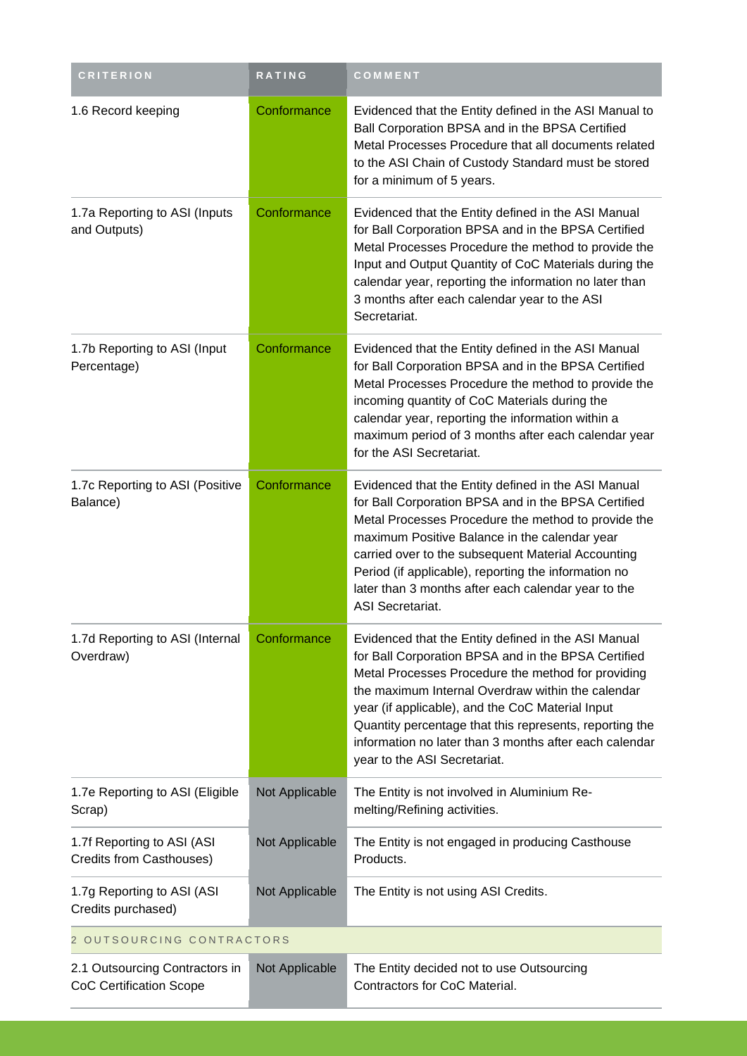| CRITERION | RATING | COMMENT |
|---|---|---|
| 1.6 Record keeping | Conformance | Evidenced that the Entity defined in the ASI Manual to Ball Corporation BPSA and in the BPSA Certified Metal Processes Procedure that all documents related to the ASI Chain of Custody Standard must be stored for a minimum of 5 years. |
| 1.7a Reporting to ASI (Inputs and Outputs) | Conformance | Evidenced that the Entity defined in the ASI Manual for Ball Corporation BPSA and in the BPSA Certified Metal Processes Procedure the method to provide the Input and Output Quantity of CoC Materials during the calendar year, reporting the information no later than 3 months after each calendar year to the ASI Secretariat. |
| 1.7b Reporting to ASI (Input Percentage) | Conformance | Evidenced that the Entity defined in the ASI Manual for Ball Corporation BPSA and in the BPSA Certified Metal Processes Procedure the method to provide the incoming quantity of CoC Materials during the calendar year, reporting the information within a maximum period of 3 months after each calendar year for the ASI Secretariat. |
| 1.7c Reporting to ASI (Positive Balance) | Conformance | Evidenced that the Entity defined in the ASI Manual for Ball Corporation BPSA and in the BPSA Certified Metal Processes Procedure the method to provide the maximum Positive Balance in the calendar year carried over to the subsequent Material Accounting Period (if applicable), reporting the information no later than 3 months after each calendar year to the ASI Secretariat. |
| 1.7d Reporting to ASI (Internal Overdraw) | Conformance | Evidenced that the Entity defined in the ASI Manual for Ball Corporation BPSA and in the BPSA Certified Metal Processes Procedure the method for providing the maximum Internal Overdraw within the calendar year (if applicable), and the CoC Material Input Quantity percentage that this represents, reporting the information no later than 3 months after each calendar year to the ASI Secretariat. |
| 1.7e Reporting to ASI (Eligible Scrap) | Not Applicable | The Entity is not involved in Aluminium Re-melting/Refining activities. |
| 1.7f Reporting to ASI (ASI Credits from Casthouses) | Not Applicable | The Entity is not engaged in producing Casthouse Products. |
| 1.7g Reporting to ASI (ASI Credits purchased) | Not Applicable | The Entity is not using ASI Credits. |
| 2 OUTSOURCING CONTRACTORS | | |
| 2.1 Outsourcing Contractors in CoC Certification Scope | Not Applicable | The Entity decided not to use Outsourcing Contractors for CoC Material. |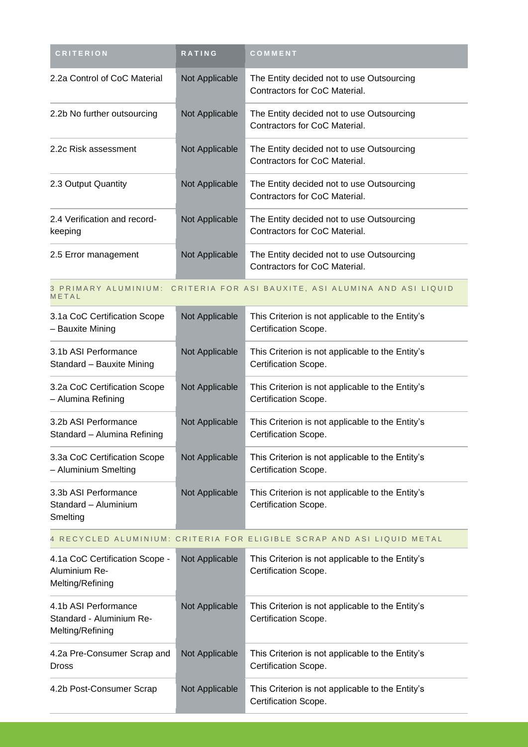| CRITERION | RATING | COMMENT |
|---|---|---|
| 2.2a Control of CoC Material | Not Applicable | The Entity decided not to use Outsourcing Contractors for CoC Material. |
| 2.2b No further outsourcing | Not Applicable | The Entity decided not to use Outsourcing Contractors for CoC Material. |
| 2.2c Risk assessment | Not Applicable | The Entity decided not to use Outsourcing Contractors for CoC Material. |
| 2.3 Output Quantity | Not Applicable | The Entity decided not to use Outsourcing Contractors for CoC Material. |
| 2.4 Verification and record-keeping | Not Applicable | The Entity decided not to use Outsourcing Contractors for CoC Material. |
| 2.5 Error management | Not Applicable | The Entity decided not to use Outsourcing Contractors for CoC Material. |
| **3 PRIMARY ALUMINIUM: CRITERIA FOR ASI BAUXITE, ASI ALUMINA AND ASI LIQUID METAL** | | |
| 3.1a CoC Certification Scope – Bauxite Mining | Not Applicable | This Criterion is not applicable to the Entity's Certification Scope. |
| 3.1b ASI Performance Standard – Bauxite Mining | Not Applicable | This Criterion is not applicable to the Entity's Certification Scope. |
| 3.2a CoC Certification Scope – Alumina Refining | Not Applicable | This Criterion is not applicable to the Entity's Certification Scope. |
| 3.2b ASI Performance Standard – Alumina Refining | Not Applicable | This Criterion is not applicable to the Entity's Certification Scope. |
| 3.3a CoC Certification Scope – Aluminium Smelting | Not Applicable | This Criterion is not applicable to the Entity's Certification Scope. |
| 3.3b ASI Performance Standard – Aluminium Smelting | Not Applicable | This Criterion is not applicable to the Entity's Certification Scope. |
| **4 RECYCLED ALUMINIUM: CRITERIA FOR ELIGIBLE SCRAP AND ASI LIQUID METAL** | | |
| 4.1a CoC Certification Scope - Aluminium Re-Melting/Refining | Not Applicable | This Criterion is not applicable to the Entity's Certification Scope. |
| 4.1b ASI Performance Standard - Aluminium Re-Melting/Refining | Not Applicable | This Criterion is not applicable to the Entity's Certification Scope. |
| 4.2a Pre-Consumer Scrap and Dross | Not Applicable | This Criterion is not applicable to the Entity's Certification Scope. |
| 4.2b Post-Consumer Scrap | Not Applicable | This Criterion is not applicable to the Entity's Certification Scope. |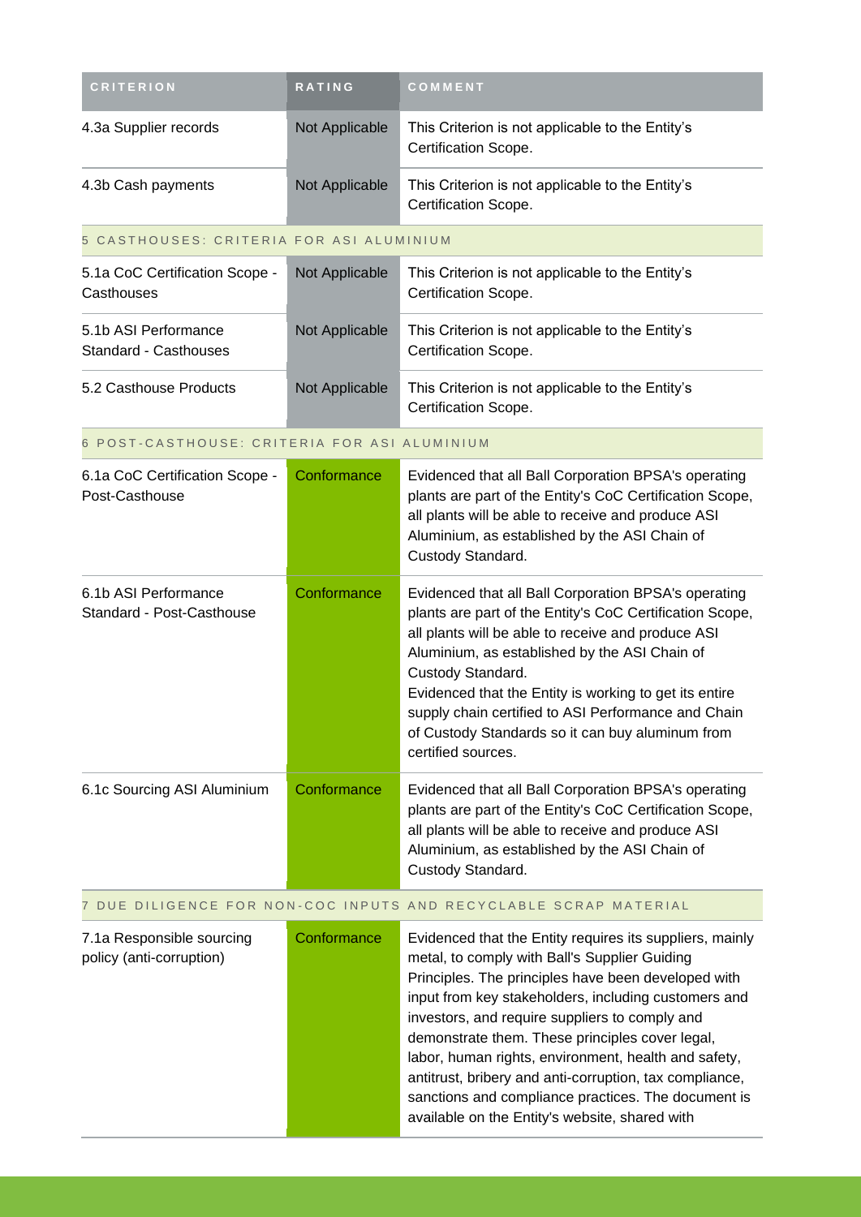| CRITERION | RATING | COMMENT |
|---|---|---|
| 4.3a Supplier records | Not Applicable | This Criterion is not applicable to the Entity's Certification Scope. |
| 4.3b Cash payments | Not Applicable | This Criterion is not applicable to the Entity's Certification Scope. |
| 5 CASTHOUSES: CRITERIA FOR ASI ALUMINIUM | | |
| 5.1a CoC Certification Scope - Casthouses | Not Applicable | This Criterion is not applicable to the Entity's Certification Scope. |
| 5.1b ASI Performance Standard - Casthouses | Not Applicable | This Criterion is not applicable to the Entity's Certification Scope. |
| 5.2 Casthouse Products | Not Applicable | This Criterion is not applicable to the Entity's Certification Scope. |
| 6 POST-CASTHOUSE: CRITERIA FOR ASI ALUMINIUM | | |
| 6.1a CoC Certification Scope - Post-Casthouse | Conformance | Evidenced that all Ball Corporation BPSA's operating plants are part of the Entity's CoC Certification Scope, all plants will be able to receive and produce ASI Aluminium, as established by the ASI Chain of Custody Standard. |
| 6.1b ASI Performance Standard - Post-Casthouse | Conformance | Evidenced that all Ball Corporation BPSA's operating plants are part of the Entity's CoC Certification Scope, all plants will be able to receive and produce ASI Aluminium, as established by the ASI Chain of Custody Standard.<br>Evidenced that the Entity is working to get its entire supply chain certified to ASI Performance and Chain of Custody Standards so it can buy aluminum from certified sources. |
| 6.1c Sourcing ASI Aluminium | Conformance | Evidenced that all Ball Corporation BPSA's operating plants are part of the Entity's CoC Certification Scope, all plants will be able to receive and produce ASI Aluminium, as established by the ASI Chain of Custody Standard. |
| 7 DUE DILIGENCE FOR NON-COC INPUTS AND RECYCLABLE SCRAP MATERIAL | | |
| 7.1a Responsible sourcing policy (anti-corruption) | Conformance | Evidenced that the Entity requires its suppliers, mainly metal, to comply with Ball's Supplier Guiding Principles. The principles have been developed with input from key stakeholders, including customers and investors, and require suppliers to comply and demonstrate them. These principles cover legal, labor, human rights, environment, health and safety, antitrust, bribery and anti-corruption, tax compliance, sanctions and compliance practices. The document is available on the Entity's website, shared with |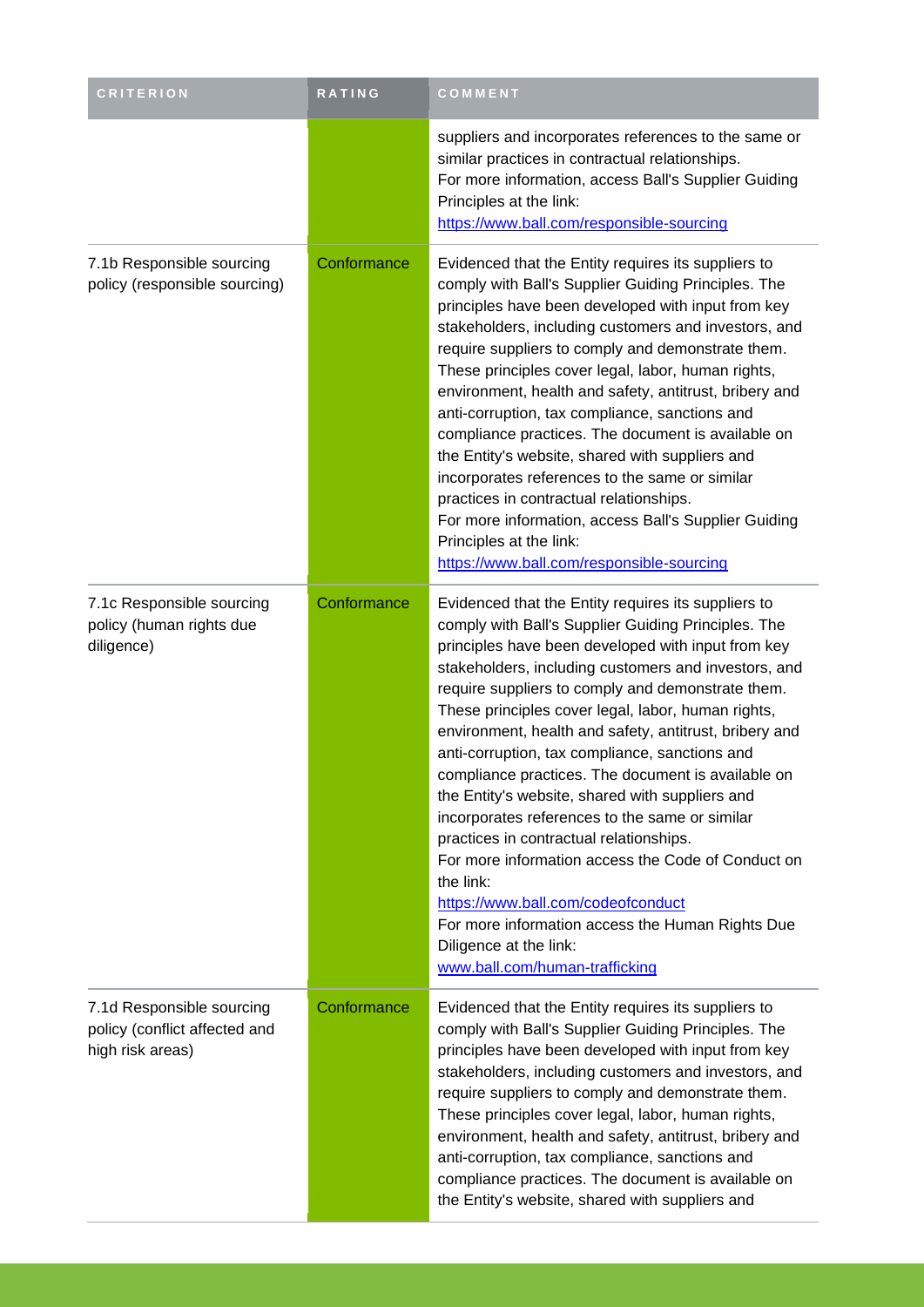| CRITERION | RATING | COMMENT |
| --- | --- | --- |
| | | suppliers and incorporates references to the same or similar practices in contractual relationships.<br>For more information, access Ball's Supplier Guiding Principles at the link:<br>https://www.ball.com/responsible-sourcing |
| 7.1b Responsible sourcing policy (responsible sourcing) | Conformance | Evidenced that the Entity requires its suppliers to comply with Ball's Supplier Guiding Principles. The principles have been developed with input from key stakeholders, including customers and investors, and require suppliers to comply and demonstrate them. These principles cover legal, labor, human rights, environment, health and safety, antitrust, bribery and anti-corruption, tax compliance, sanctions and compliance practices. The document is available on the Entity's website, shared with suppliers and incorporates references to the same or similar practices in contractual relationships.<br>For more information, access Ball's Supplier Guiding Principles at the link:<br>https://www.ball.com/responsible-sourcing |
| 7.1c Responsible sourcing policy (human rights due diligence) | Conformance | Evidenced that the Entity requires its suppliers to comply with Ball's Supplier Guiding Principles. The principles have been developed with input from key stakeholders, including customers and investors, and require suppliers to comply and demonstrate them. These principles cover legal, labor, human rights, environment, health and safety, antitrust, bribery and anti-corruption, tax compliance, sanctions and compliance practices. The document is available on the Entity's website, shared with suppliers and incorporates references to the same or similar practices in contractual relationships.<br>For more information access the Code of Conduct on the link:<br>https://www.ball.com/codeofconduct<br>For more information access the Human Rights Due Diligence at the link:<br>www.ball.com/human-trafficking |
| 7.1d Responsible sourcing policy (conflict affected and high risk areas) | Conformance | Evidenced that the Entity requires its suppliers to comply with Ball's Supplier Guiding Principles. The principles have been developed with input from key stakeholders, including customers and investors, and require suppliers to comply and demonstrate them. These principles cover legal, labor, human rights, environment, health and safety, antitrust, bribery and anti-corruption, tax compliance, sanctions and compliance practices. The document is available on the Entity's website, shared with suppliers and |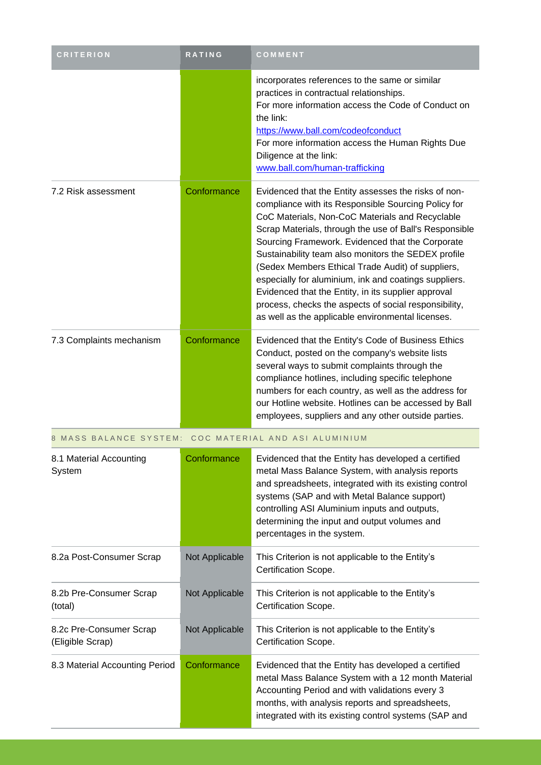| CRITERION | RATING | COMMENT |
|---|---|---|
| | | incorporates references to the same or similar practices in contractual relationships. For more information access the Code of Conduct on the link: [https://www.ball.com/codeofconduct](https://www.ball.com/codeofconduct) For more information access the Human Rights Due Diligence at the link: [www.ball.com/human-trafficking](www.ball.com/human-trafficking) |
| 7.2 Risk assessment | Conformance | Evidenced that the Entity assesses the risks of non-compliance with its Responsible Sourcing Policy for CoC Materials, Non-CoC Materials and Recyclable Scrap Materials, through the use of Ball's Responsible Sourcing Framework. Evidenced that the Corporate Sustainability team also monitors the SEDEX profile (Sedex Members Ethical Trade Audit) of suppliers, especially for aluminium, ink and coatings suppliers. Evidenced that the Entity, in its supplier approval process, checks the aspects of social responsibility, as well as the applicable environmental licenses. |
| 7.3 Complaints mechanism | Conformance | Evidenced that the Entity's Code of Business Ethics Conduct, posted on the company's website lists several ways to submit complaints through the compliance hotlines, including specific telephone numbers for each country, as well as the address for our Hotline website. Hotlines can be accessed by Ball employees, suppliers and any other outside parties. |
| **8 MASS BALANCE SYSTEM: COC MATERIAL AND ASI ALUMINIUM** | | |
| 8.1 Material Accounting System | Conformance | Evidenced that the Entity has developed a certified metal Mass Balance System, with analysis reports and spreadsheets, integrated with its existing control systems (SAP and with Metal Balance support) controlling ASI Aluminium inputs and outputs, determining the input and output volumes and percentages in the system. |
| 8.2a Post-Consumer Scrap | Not Applicable | This Criterion is not applicable to the Entity's Certification Scope. |
| 8.2b Pre-Consumer Scrap (total) | Not Applicable | This Criterion is not applicable to the Entity's Certification Scope. |
| 8.2c Pre-Consumer Scrap (Eligible Scrap) | Not Applicable | This Criterion is not applicable to the Entity's Certification Scope. |
| 8.3 Material Accounting Period | Conformance | Evidenced that the Entity has developed a certified metal Mass Balance System with a 12 month Material Accounting Period and with validations every 3 months, with analysis reports and spreadsheets, integrated with its existing control systems (SAP and |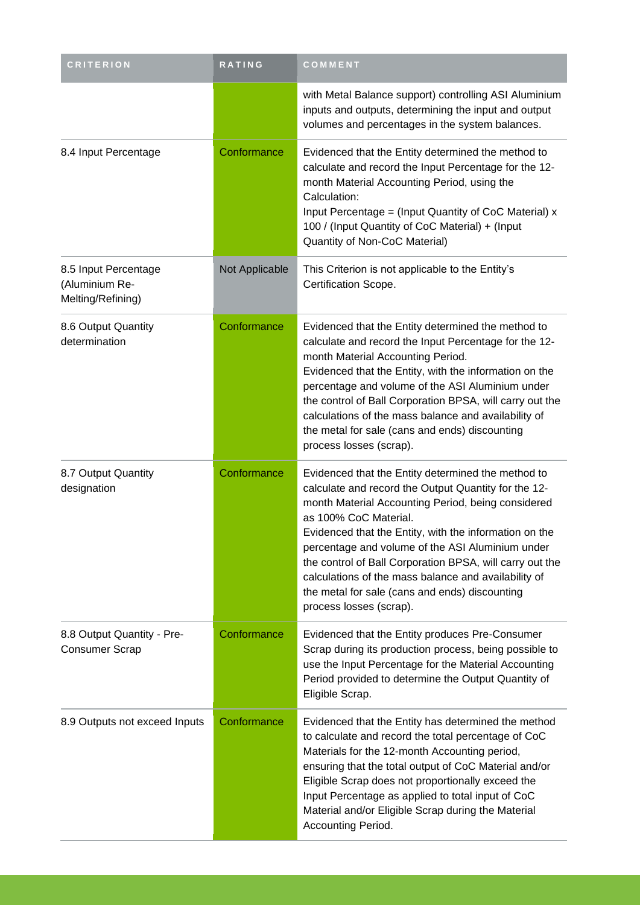| CRITERION | RATING | COMMENT |
| --- | --- | --- |
| | | with Metal Balance support) controlling ASI Aluminium inputs and outputs, determining the input and output volumes and percentages in the system balances. |
| 8.4 Input Percentage | Conformance | Evidenced that the Entity determined the method to calculate and record the Input Percentage for the 12-month Material Accounting Period, using the Calculation:<br>Input Percentage = (Input Quantity of CoC Material) x 100 / (Input Quantity of CoC Material) + (Input Quantity of Non-CoC Material) |
| 8.5 Input Percentage (Aluminium Re-Melting/Refining) | Not Applicable | This Criterion is not applicable to the Entity's Certification Scope. |
| 8.6 Output Quantity determination | Conformance | Evidenced that the Entity determined the method to calculate and record the Input Percentage for the 12-month Material Accounting Period.<br>Evidenced that the Entity, with the information on the percentage and volume of the ASI Aluminium under the control of Ball Corporation BPSA, will carry out the calculations of the mass balance and availability of the metal for sale (cans and ends) discounting process losses (scrap). |
| 8.7 Output Quantity designation | Conformance | Evidenced that the Entity determined the method to calculate and record the Output Quantity for the 12-month Material Accounting Period, being considered as 100% CoC Material.<br>Evidenced that the Entity, with the information on the percentage and volume of the ASI Aluminium under the control of Ball Corporation BPSA, will carry out the calculations of the mass balance and availability of the metal for sale (cans and ends) discounting process losses (scrap). |
| 8.8 Output Quantity - Pre-Consumer Scrap | Conformance | Evidenced that the Entity produces Pre-Consumer Scrap during its production process, being possible to use the Input Percentage for the Material Accounting Period provided to determine the Output Quantity of Eligible Scrap. |
| 8.9 Outputs not exceed Inputs | Conformance | Evidenced that the Entity has determined the method to calculate and record the total percentage of CoC Materials for the 12-month Accounting period, ensuring that the total output of CoC Material and/or Eligible Scrap does not proportionally exceed the Input Percentage as applied to total input of CoC Material and/or Eligible Scrap during the Material Accounting Period. |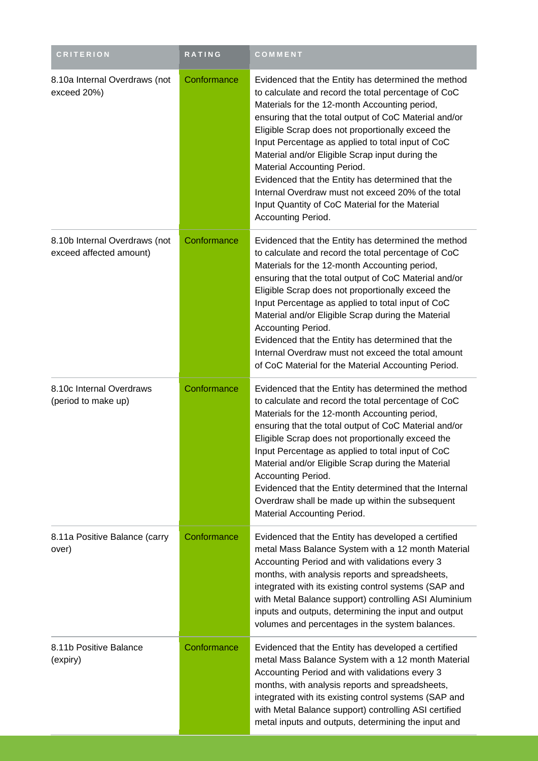| CRITERION | RATING | COMMENT |
|---|---|---|
| 8.10a Internal Overdraws (not exceed 20%) | Conformance | Evidenced that the Entity has determined the method to calculate and record the total percentage of CoC Materials for the 12-month Accounting period, ensuring that the total output of CoC Material and/or Eligible Scrap does not proportionally exceed the Input Percentage as applied to total input of CoC Material and/or Eligible Scrap input during the Material Accounting Period.<br>Evidenced that the Entity has determined that the Internal Overdraw must not exceed 20% of the total Input Quantity of CoC Material for the Material Accounting Period. |
| 8.10b Internal Overdraws (not exceed affected amount) | Conformance | Evidenced that the Entity has determined the method to calculate and record the total percentage of CoC Materials for the 12-month Accounting period, ensuring that the total output of CoC Material and/or Eligible Scrap does not proportionally exceed the Input Percentage as applied to total input of CoC Material and/or Eligible Scrap during the Material Accounting Period.<br>Evidenced that the Entity has determined that the Internal Overdraw must not exceed the total amount of CoC Material for the Material Accounting Period. |
| 8.10c Internal Overdraws (period to make up) | Conformance | Evidenced that the Entity has determined the method to calculate and record the total percentage of CoC Materials for the 12-month Accounting period, ensuring that the total output of CoC Material and/or Eligible Scrap does not proportionally exceed the Input Percentage as applied to total input of CoC Material and/or Eligible Scrap during the Material Accounting Period.<br>Evidenced that the Entity determined that the Internal Overdraw shall be made up within the subsequent Material Accounting Period. |
| 8.11a Positive Balance (carry over) | Conformance | Evidenced that the Entity has developed a certified metal Mass Balance System with a 12 month Material Accounting Period and with validations every 3 months, with analysis reports and spreadsheets, integrated with its existing control systems (SAP and with Metal Balance support) controlling ASI Aluminium inputs and outputs, determining the input and output volumes and percentages in the system balances. |
| 8.11b Positive Balance (expiry) | Conformance | Evidenced that the Entity has developed a certified metal Mass Balance System with a 12 month Material Accounting Period and with validations every 3 months, with analysis reports and spreadsheets, integrated with its existing control systems (SAP and with Metal Balance support) controlling ASI certified metal inputs and outputs, determining the input and |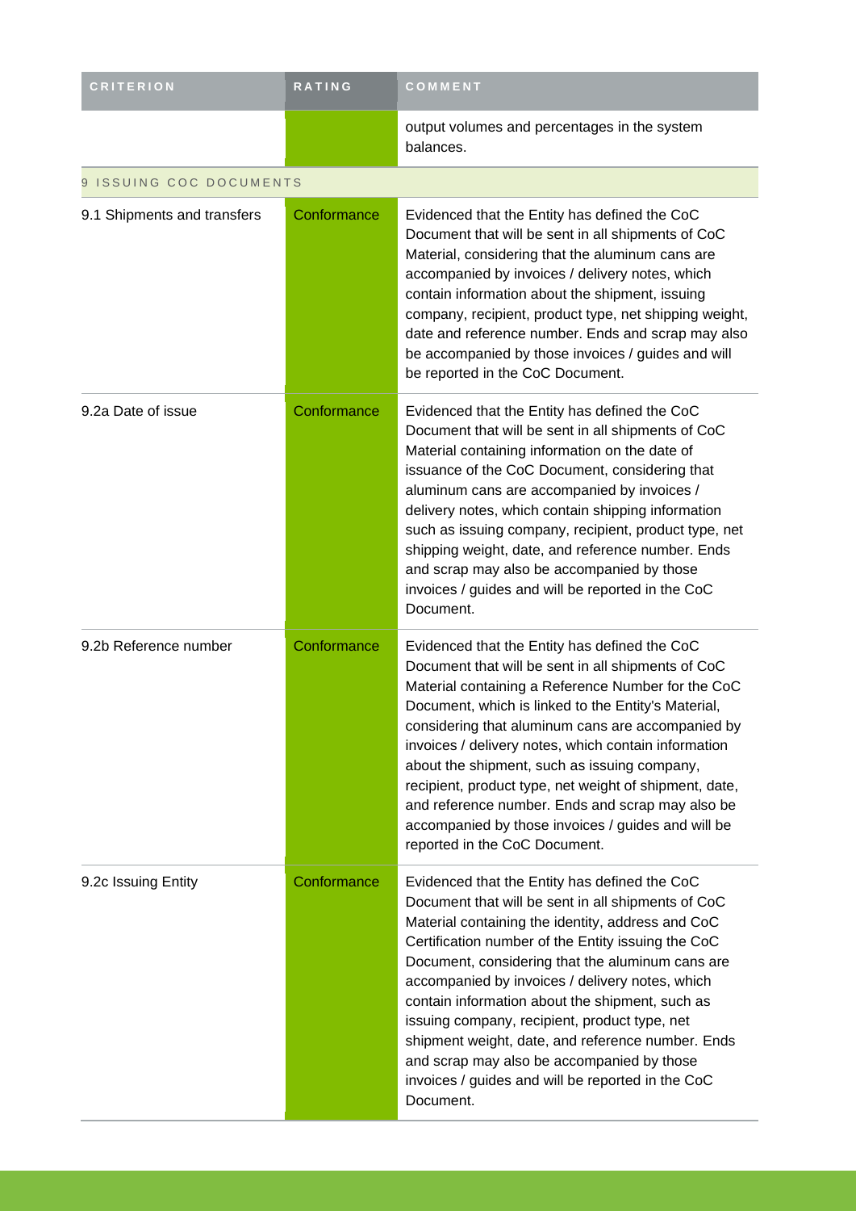| CRITERION | RATING | COMMENT |
| --- | --- | --- |
| | | output volumes and percentages in the system balances. |
| 9 ISSUING COC DOCUMENTS | | |
| 9.1 Shipments and transfers | Conformance | Evidenced that the Entity has defined the CoC Document that will be sent in all shipments of CoC Material, considering that the aluminum cans are accompanied by invoices / delivery notes, which contain information about the shipment, issuing company, recipient, product type, net shipping weight, date and reference number. Ends and scrap may also be accompanied by those invoices / guides and will be reported in the CoC Document. |
| 9.2a Date of issue | Conformance | Evidenced that the Entity has defined the CoC Document that will be sent in all shipments of CoC Material containing information on the date of issuance of the CoC Document, considering that aluminum cans are accompanied by invoices / delivery notes, which contain shipping information such as issuing company, recipient, product type, net shipping weight, date, and reference number. Ends and scrap may also be accompanied by those invoices / guides and will be reported in the CoC Document. |
| 9.2b Reference number | Conformance | Evidenced that the Entity has defined the CoC Document that will be sent in all shipments of CoC Material containing a Reference Number for the CoC Document, which is linked to the Entity's Material, considering that aluminum cans are accompanied by invoices / delivery notes, which contain information about the shipment, such as issuing company, recipient, product type, net weight of shipment, date, and reference number. Ends and scrap may also be accompanied by those invoices / guides and will be reported in the CoC Document. |
| 9.2c Issuing Entity | Conformance | Evidenced that the Entity has defined the CoC Document that will be sent in all shipments of CoC Material containing the identity, address and CoC Certification number of the Entity issuing the CoC Document, considering that the aluminum cans are accompanied by invoices / delivery notes, which contain information about the shipment, such as issuing company, recipient, product type, net shipment weight, date, and reference number. Ends and scrap may also be accompanied by those invoices / guides and will be reported in the CoC Document. |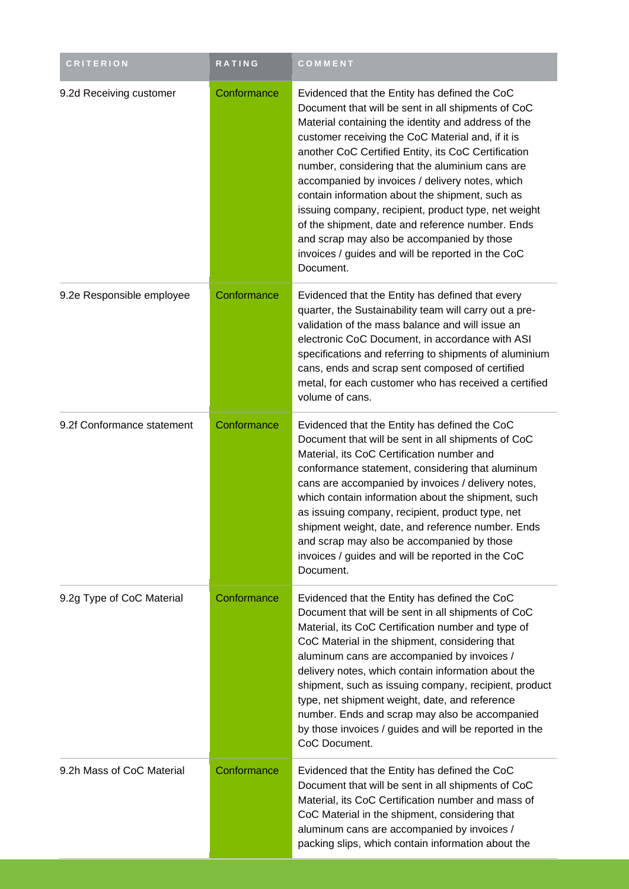| CRITERION | RATING | COMMENT |
| --- | --- | --- |
| 9.2d Receiving customer | Conformance | Evidenced that the Entity has defined the CoC Document that will be sent in all shipments of CoC Material containing the identity and address of the customer receiving the CoC Material and, if it is another CoC Certified Entity, its CoC Certification number, considering that the aluminium cans are accompanied by invoices / delivery notes, which contain information about the shipment, such as issuing company, recipient, product type, net weight of the shipment, date and reference number. Ends and scrap may also be accompanied by those invoices / guides and will be reported in the CoC Document. |
| 9.2e Responsible employee | Conformance | Evidenced that the Entity has defined that every quarter, the Sustainability team will carry out a pre-validation of the mass balance and will issue an electronic CoC Document, in accordance with ASI specifications and referring to shipments of aluminium cans, ends and scrap sent composed of certified metal, for each customer who has received a certified volume of cans. |
| 9.2f Conformance statement | Conformance | Evidenced that the Entity has defined the CoC Document that will be sent in all shipments of CoC Material, its CoC Certification number and conformance statement, considering that aluminum cans are accompanied by invoices / delivery notes, which contain information about the shipment, such as issuing company, recipient, product type, net shipment weight, date, and reference number. Ends and scrap may also be accompanied by those invoices / guides and will be reported in the CoC Document. |
| 9.2g Type of CoC Material | Conformance | Evidenced that the Entity has defined the CoC Document that will be sent in all shipments of CoC Material, its CoC Certification number and type of CoC Material in the shipment, considering that aluminum cans are accompanied by invoices / delivery notes, which contain information about the shipment, such as issuing company, recipient, product type, net shipment weight, date, and reference number. Ends and scrap may also be accompanied by those invoices / guides and will be reported in the CoC Document. |
| 9.2h Mass of CoC Material | Conformance | Evidenced that the Entity has defined the CoC Document that will be sent in all shipments of CoC Material, its CoC Certification number and mass of CoC Material in the shipment, considering that aluminum cans are accompanied by invoices / packing slips, which contain information about the |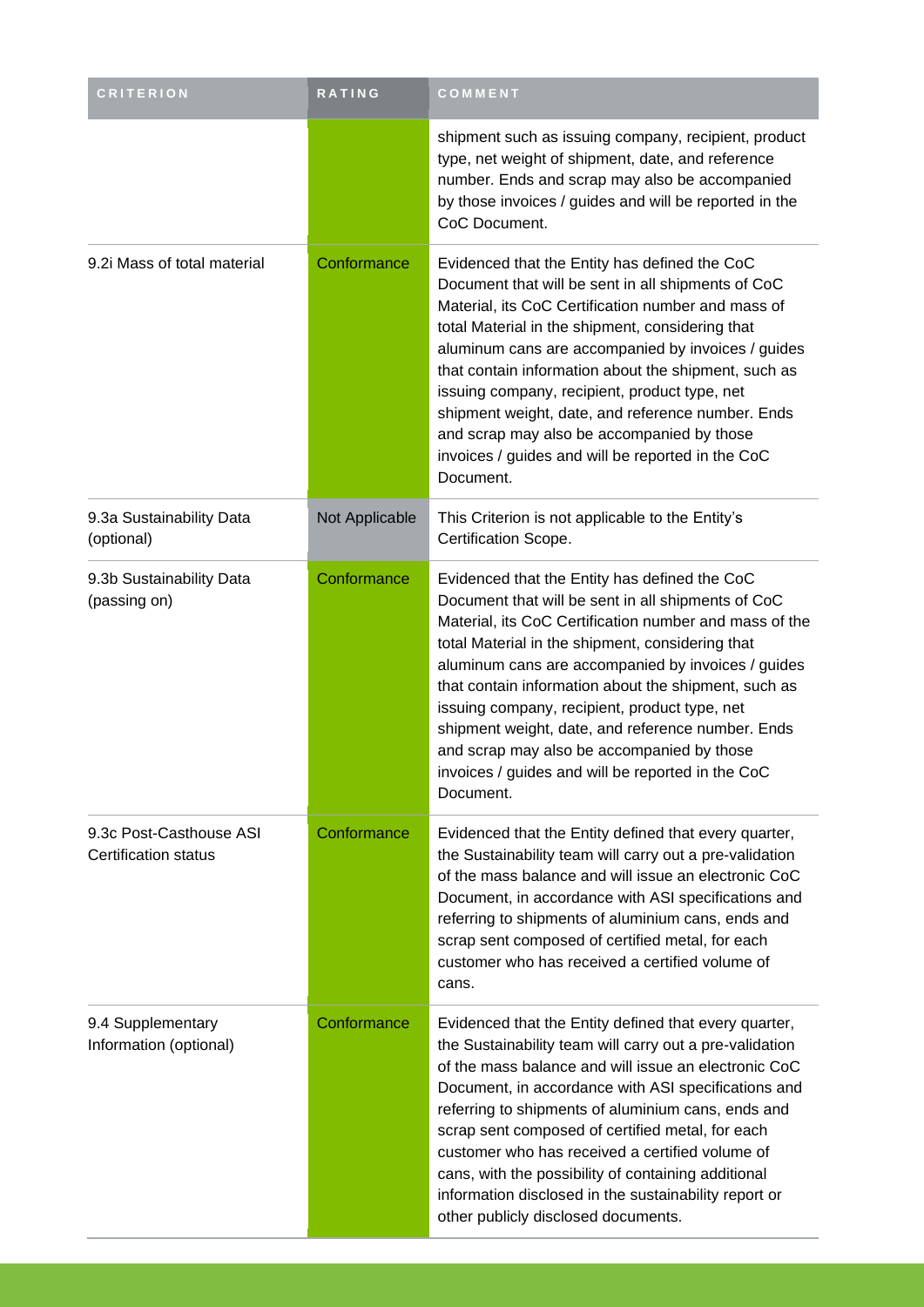| CRITERION | RATING | COMMENT |
| --- | --- | --- |
| | | shipment such as issuing company, recipient, product type, net weight of shipment, date, and reference number. Ends and scrap may also be accompanied by those invoices / guides and will be reported in the CoC Document. |
| 9.2i Mass of total material | Conformance | Evidenced that the Entity has defined the CoC Document that will be sent in all shipments of CoC Material, its CoC Certification number and mass of total Material in the shipment, considering that aluminum cans are accompanied by invoices / guides that contain information about the shipment, such as issuing company, recipient, product type, net shipment weight, date, and reference number. Ends and scrap may also be accompanied by those invoices / guides and will be reported in the CoC Document. |
| 9.3a Sustainability Data (optional) | Not Applicable | This Criterion is not applicable to the Entity's Certification Scope. |
| 9.3b Sustainability Data (passing on) | Conformance | Evidenced that the Entity has defined the CoC Document that will be sent in all shipments of CoC Material, its CoC Certification number and mass of the total Material in the shipment, considering that aluminum cans are accompanied by invoices / guides that contain information about the shipment, such as issuing company, recipient, product type, net shipment weight, date, and reference number. Ends and scrap may also be accompanied by those invoices / guides and will be reported in the CoC Document. |
| 9.3c Post-Casthouse ASI Certification status | Conformance | Evidenced that the Entity defined that every quarter, the Sustainability team will carry out a pre-validation of the mass balance and will issue an electronic CoC Document, in accordance with ASI specifications and referring to shipments of aluminium cans, ends and scrap sent composed of certified metal, for each customer who has received a certified volume of cans. |
| 9.4 Supplementary Information (optional) | Conformance | Evidenced that the Entity defined that every quarter, the Sustainability team will carry out a pre-validation of the mass balance and will issue an electronic CoC Document, in accordance with ASI specifications and referring to shipments of aluminium cans, ends and scrap sent composed of certified metal, for each customer who has received a certified volume of cans, with the possibility of containing additional information disclosed in the sustainability report or other publicly disclosed documents. |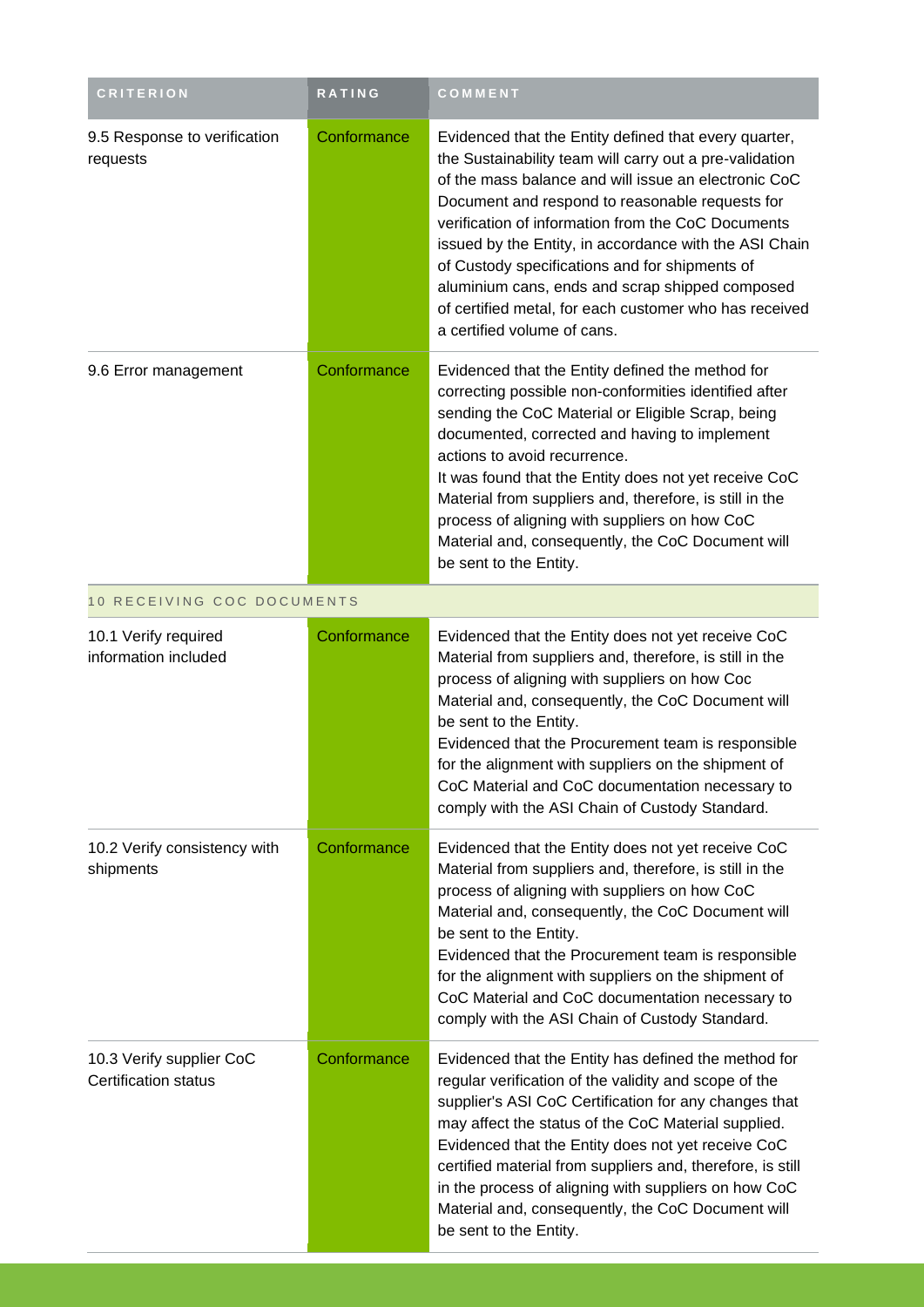| CRITERION | RATING | COMMENT |
| --- | --- | --- |
| 9.5 Response to verification requests | Conformance | Evidenced that the Entity defined that every quarter, the Sustainability team will carry out a pre-validation of the mass balance and will issue an electronic CoC Document and respond to reasonable requests for verification of information from the CoC Documents issued by the Entity, in accordance with the ASI Chain of Custody specifications and for shipments of aluminium cans, ends and scrap shipped composed of certified metal, for each customer who has received a certified volume of cans. |
| 9.6 Error management | Conformance | Evidenced that the Entity defined the method for correcting possible non-conformities identified after sending the CoC Material or Eligible Scrap, being documented, corrected and having to implement actions to avoid recurrence.<br>It was found that the Entity does not yet receive CoC Material from suppliers and, therefore, is still in the process of aligning with suppliers on how CoC Material and, consequently, the CoC Document will be sent to the Entity. |
| **10 RECEIVING COC DOCUMENTS** | | |
| 10.1 Verify required information included | Conformance | Evidenced that the Entity does not yet receive CoC Material from suppliers and, therefore, is still in the process of aligning with suppliers on how Coc Material and, consequently, the CoC Document will be sent to the Entity.<br>Evidenced that the Procurement team is responsible for the alignment with suppliers on the shipment of CoC Material and CoC documentation necessary to comply with the ASI Chain of Custody Standard. |
| 10.2 Verify consistency with shipments | Conformance | Evidenced that the Entity does not yet receive CoC Material from suppliers and, therefore, is still in the process of aligning with suppliers on how CoC Material and, consequently, the CoC Document will be sent to the Entity.<br>Evidenced that the Procurement team is responsible for the alignment with suppliers on the shipment of CoC Material and CoC documentation necessary to comply with the ASI Chain of Custody Standard. |
| 10.3 Verify supplier CoC Certification status | Conformance | Evidenced that the Entity has defined the method for regular verification of the validity and scope of the supplier's ASI CoC Certification for any changes that may affect the status of the CoC Material supplied.<br>Evidenced that the Entity does not yet receive CoC certified material from suppliers and, therefore, is still in the process of aligning with suppliers on how CoC Material and, consequently, the CoC Document will be sent to the Entity. |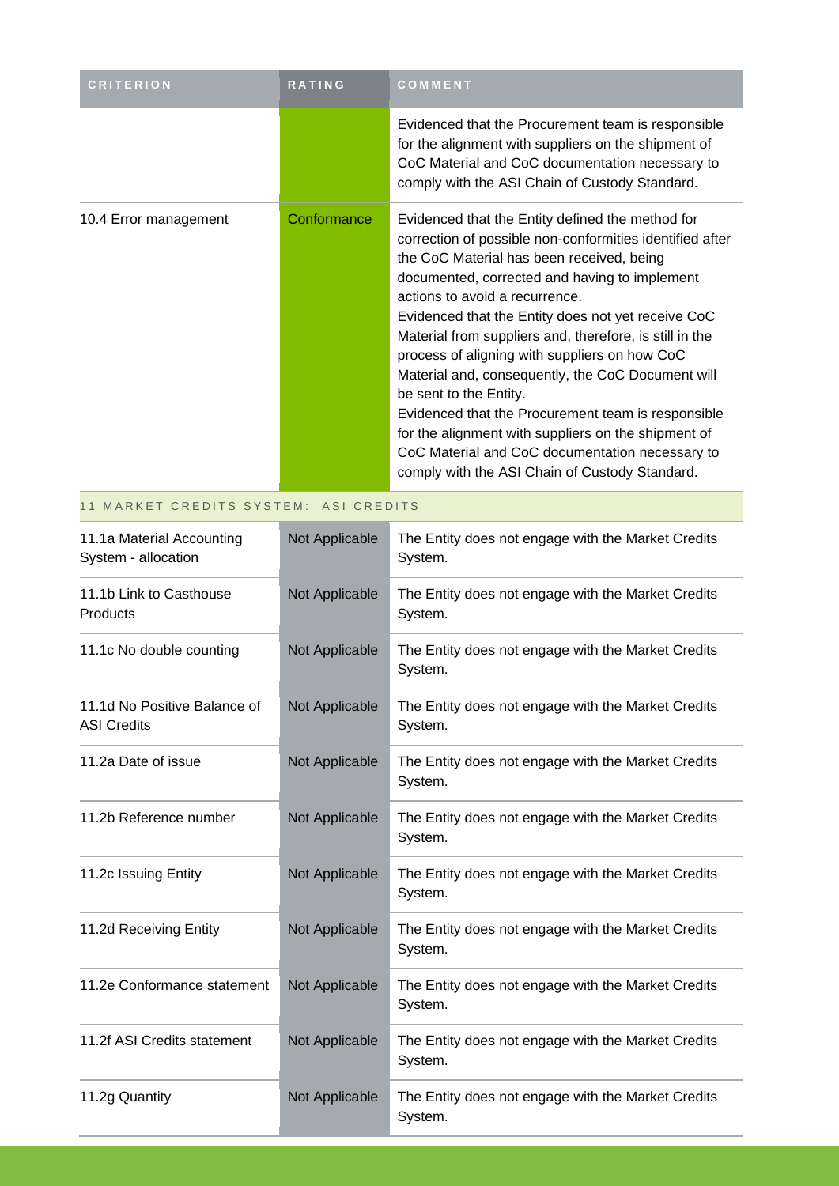| CRITERION | RATING | COMMENT |
|---|---|---|
| | | Evidenced that the Procurement team is responsible for the alignment with suppliers on the shipment of CoC Material and CoC documentation necessary to comply with the ASI Chain of Custody Standard. |
| 10.4 Error management | Conformance | Evidenced that the Entity defined the method for correction of possible non-conformities identified after the CoC Material has been received, being documented, corrected and having to implement actions to avoid a recurrence.<br>Evidenced that the Entity does not yet receive CoC Material from suppliers and, therefore, is still in the process of aligning with suppliers on how CoC Material and, consequently, the CoC Document will be sent to the Entity.<br>Evidenced that the Procurement team is responsible for the alignment with suppliers on the shipment of CoC Material and CoC documentation necessary to comply with the ASI Chain of Custody Standard. |
| 11 MARKET CREDITS SYSTEM: ASI CREDITS | | |
| 11.1a Material Accounting System - allocation | Not Applicable | The Entity does not engage with the Market Credits System. |
| 11.1b Link to Casthouse Products | Not Applicable | The Entity does not engage with the Market Credits System. |
| 11.1c No double counting | Not Applicable | The Entity does not engage with the Market Credits System. |
| 11.1d No Positive Balance of ASI Credits | Not Applicable | The Entity does not engage with the Market Credits System. |
| 11.2a Date of issue | Not Applicable | The Entity does not engage with the Market Credits System. |
| 11.2b Reference number | Not Applicable | The Entity does not engage with the Market Credits System. |
| 11.2c Issuing Entity | Not Applicable | The Entity does not engage with the Market Credits System. |
| 11.2d Receiving Entity | Not Applicable | The Entity does not engage with the Market Credits System. |
| 11.2e Conformance statement | Not Applicable | The Entity does not engage with the Market Credits System. |
| 11.2f ASI Credits statement | Not Applicable | The Entity does not engage with the Market Credits System. |
| 11.2g Quantity | Not Applicable | The Entity does not engage with the Market Credits System. |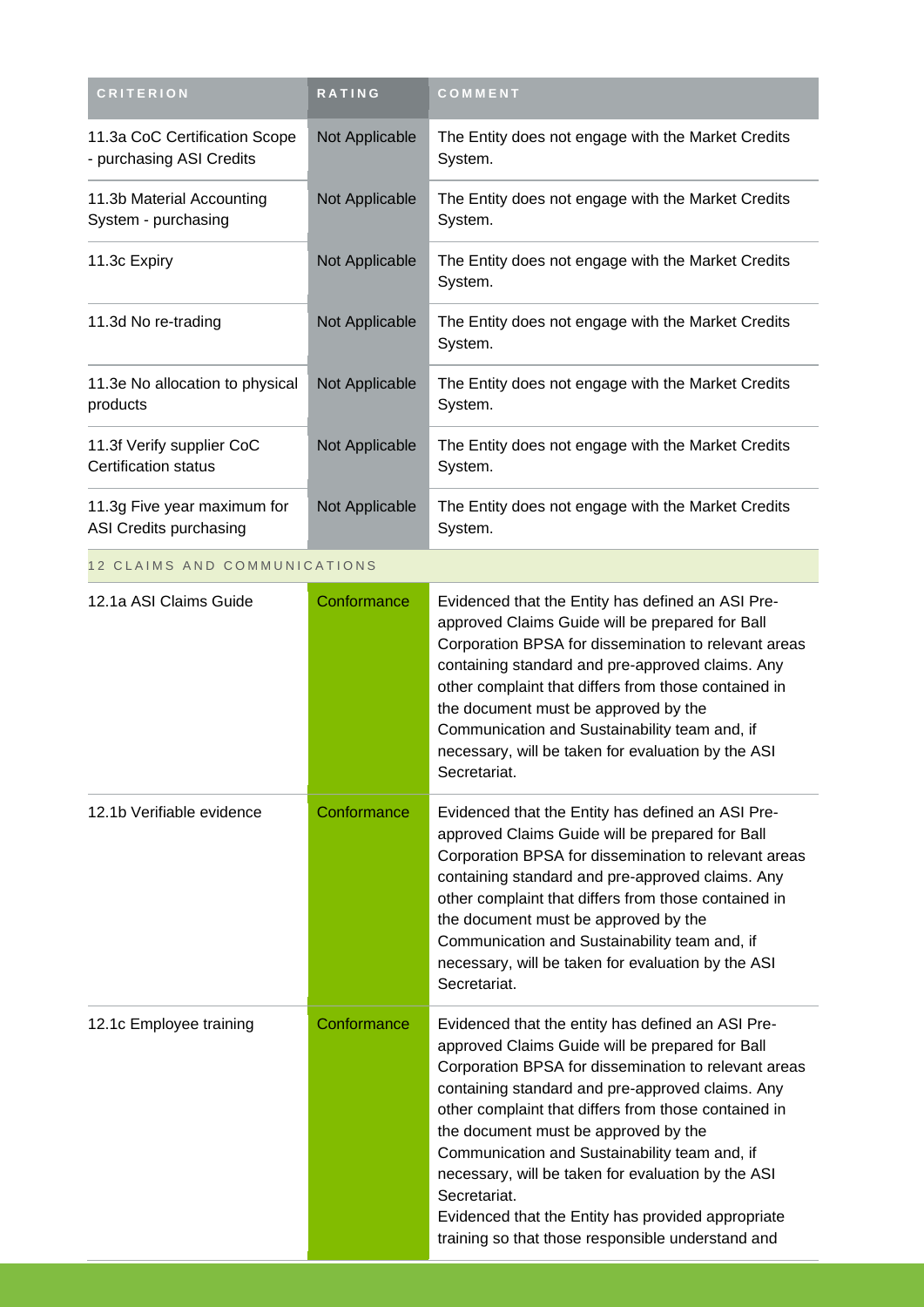| CRITERION | RATING | COMMENT |
| --- | --- | --- |
| 11.3a CoC Certification Scope - purchasing ASI Credits | Not Applicable | The Entity does not engage with the Market Credits System. |
| 11.3b Material Accounting System - purchasing | Not Applicable | The Entity does not engage with the Market Credits System. |
| 11.3c Expiry | Not Applicable | The Entity does not engage with the Market Credits System. |
| 11.3d No re-trading | Not Applicable | The Entity does not engage with the Market Credits System. |
| 11.3e No allocation to physical products | Not Applicable | The Entity does not engage with the Market Credits System. |
| 11.3f Verify supplier CoC Certification status | Not Applicable | The Entity does not engage with the Market Credits System. |
| 11.3g Five year maximum for ASI Credits purchasing | Not Applicable | The Entity does not engage with the Market Credits System. |
| 12 CLAIMS AND COMMUNICATIONS | | |
| 12.1a ASI Claims Guide | Conformance | Evidenced that the Entity has defined an ASI Pre-approved Claims Guide will be prepared for Ball Corporation BPSA for dissemination to relevant areas containing standard and pre-approved claims. Any other complaint that differs from those contained in the document must be approved by the Communication and Sustainability team and, if necessary, will be taken for evaluation by the ASI Secretariat. |
| 12.1b Verifiable evidence | Conformance | Evidenced that the Entity has defined an ASI Pre-approved Claims Guide will be prepared for Ball Corporation BPSA for dissemination to relevant areas containing standard and pre-approved claims. Any other complaint that differs from those contained in the document must be approved by the Communication and Sustainability team and, if necessary, will be taken for evaluation by the ASI Secretariat. |
| 12.1c Employee training | Conformance | Evidenced that the entity has defined an ASI Pre-approved Claims Guide will be prepared for Ball Corporation BPSA for dissemination to relevant areas containing standard and pre-approved claims. Any other complaint that differs from those contained in the document must be approved by the Communication and Sustainability team and, if necessary, will be taken for evaluation by the ASI Secretariat.<br>Evidenced that the Entity has provided appropriate training so that those responsible understand and |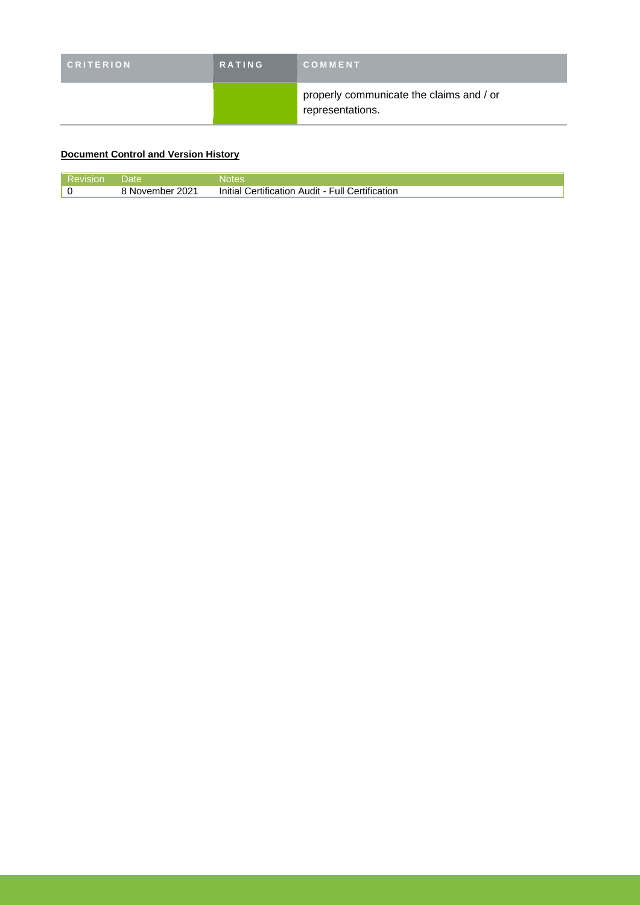| CRITERION | RATING | COMMENT |
|---|---|---|
| | | properly communicate the claims and / or representations. |

**Document Control and Version History**

| Revision | Date | Notes |
|---|---|---|
| 0 | 8 November 2021 | Initial Certification Audit - Full Certification |